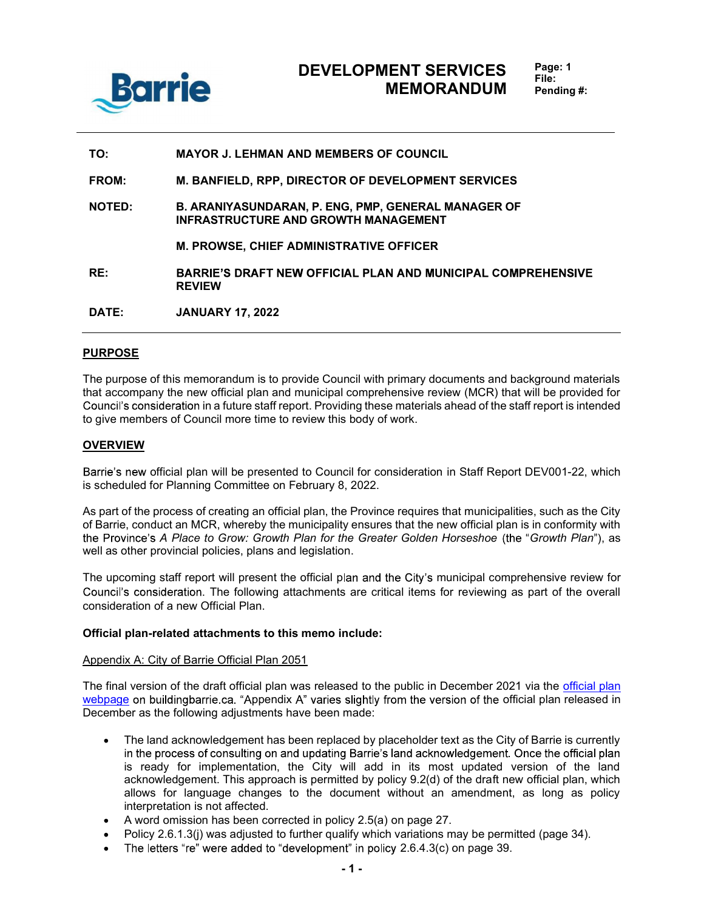# DEVELOPMENT SERVICES MEMORANDUM

Page: 1
File:
Pending #:

| | |
|---|---|
| **TO:** | **MAYOR J. LEHMAN AND MEMBERS OF COUNCIL** |
| **FROM:** | **M. BANFIELD, RPP, DIRECTOR OF DEVELOPMENT SERVICES** |
| **NOTED:** | **B. ARANIYASUNDARAN, P. ENG, PMP, GENERAL MANAGER OF INFRASTRUCTURE AND GROWTH MANAGEMENT** |
| | **M. PROWSE, CHIEF ADMINISTRATIVE OFFICER** |
| **RE:** | **BARRIE'S DRAFT NEW OFFICIAL PLAN AND MUNICIPAL COMPREHENSIVE REVIEW** |
| **DATE:** | **JANUARY 17, 2022** |

## PURPOSE

The purpose of this memorandum is to provide Council with primary documents and background materials that accompany the new official plan and municipal comprehensive review (MCR) that will be provided for Council's consideration in a future staff report. Providing these materials ahead of the staff report is intended to give members of Council more time to review this body of work.

## OVERVIEW

Barrie's new official plan will be presented to Council for consideration in Staff Report DEV001-22, which is scheduled for Planning Committee on February 8, 2022.

As part of the process of creating an official plan, the Province requires that municipalities, such as the City of Barrie, conduct an MCR, whereby the municipality ensures that the new official plan is in conformity with the Province's *A Place to Grow: Growth Plan for the Greater Golden Horseshoe* (the "*Growth Plan*"), as well as other provincial policies, plans and legislation.

The upcoming staff report will present the official plan and the City's municipal comprehensive review for Council's consideration. The following attachments are critical items for reviewing as part of the overall consideration of a new Official Plan.

**Official plan-related attachments to this memo include:**

Appendix A: City of Barrie Official Plan 2051

The final version of the draft official plan was released to the public in December 2021 via the official plan webpage on buildingbarrie.ca. "Appendix A" varies slightly from the version of the official plan released in December as the following adjustments have been made:

- The land acknowledgement has been replaced by placeholder text as the City of Barrie is currently in the process of consulting on and updating Barrie's land acknowledgement. Once the official plan is ready for implementation, the City will add in its most updated version of the land acknowledgement. This approach is permitted by policy 9.2(d) of the draft new official plan, which allows for language changes to the document without an amendment, as long as policy interpretation is not affected.
- A word omission has been corrected in policy 2.5(a) on page 27.
- Policy 2.6.1.3(j) was adjusted to further qualify which variations may be permitted (page 34).
- The letters "re" were added to "development" in policy 2.6.4.3(c) on page 39.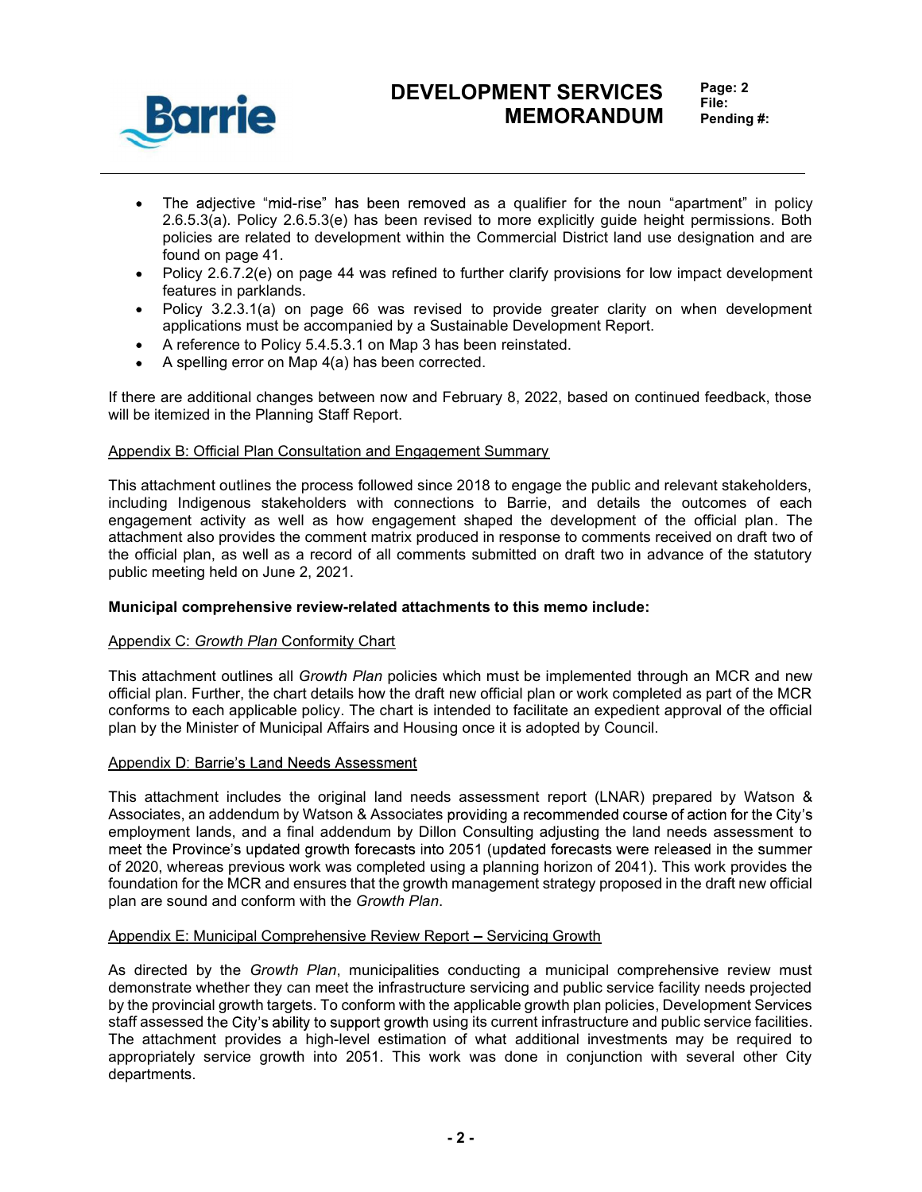- The adjective "mid-rise" has been removed as a qualifier for the noun "apartment" in policy 2.6.5.3(a). Policy 2.6.5.3(e) has been revised to more explicitly guide height permissions. Both policies are related to development within the Commercial District land use designation and are found on page 41.
- Policy 2.6.7.2(e) on page 44 was refined to further clarify provisions for low impact development features in parklands.
- Policy 3.2.3.1(a) on page 66 was revised to provide greater clarity on when development applications must be accompanied by a Sustainable Development Report.
- A reference to Policy 5.4.5.3.1 on Map 3 has been reinstated.
- A spelling error on Map 4(a) has been corrected.

If there are additional changes between now and February 8, 2022, based on continued feedback, those will be itemized in the Planning Staff Report.

<u>Appendix B: Official Plan Consultation and Engagement Summary</u>

This attachment outlines the process followed since 2018 to engage the public and relevant stakeholders, including Indigenous stakeholders with connections to Barrie, and details the outcomes of each engagement activity as well as how engagement shaped the development of the official plan. The attachment also provides the comment matrix produced in response to comments received on draft two of the official plan, as well as a record of all comments submitted on draft two in advance of the statutory public meeting held on June 2, 2021.

**Municipal comprehensive review-related attachments to this memo include:**

<u>Appendix C: *Growth Plan* Conformity Chart</u>

This attachment outlines all *Growth Plan* policies which must be implemented through an MCR and new official plan. Further, the chart details how the draft new official plan or work completed as part of the MCR conforms to each applicable policy. The chart is intended to facilitate an expedient approval of the official plan by the Minister of Municipal Affairs and Housing once it is adopted by Council.

<u>Appendix D: Barrie's Land Needs Assessment</u>

This attachment includes the original land needs assessment report (LNAR) prepared by Watson & Associates, an addendum by Watson & Associates providing a recommended course of action for the City's employment lands, and a final addendum by Dillon Consulting adjusting the land needs assessment to meet the Province's updated growth forecasts into 2051 (updated forecasts were released in the summer of 2020, whereas previous work was completed using a planning horizon of 2041). This work provides the foundation for the MCR and ensures that the growth management strategy proposed in the draft new official plan are sound and conform with the *Growth Plan*.

<u>Appendix E: Municipal Comprehensive Review Report – Servicing Growth</u>

As directed by the *Growth Plan*, municipalities conducting a municipal comprehensive review must demonstrate whether they can meet the infrastructure servicing and public service facility needs projected by the provincial growth targets. To conform with the applicable growth plan policies, Development Services staff assessed the City's ability to support growth using its current infrastructure and public service facilities. The attachment provides a high-level estimation of what additional investments may be required to appropriately service growth into 2051. This work was done in conjunction with several other City departments.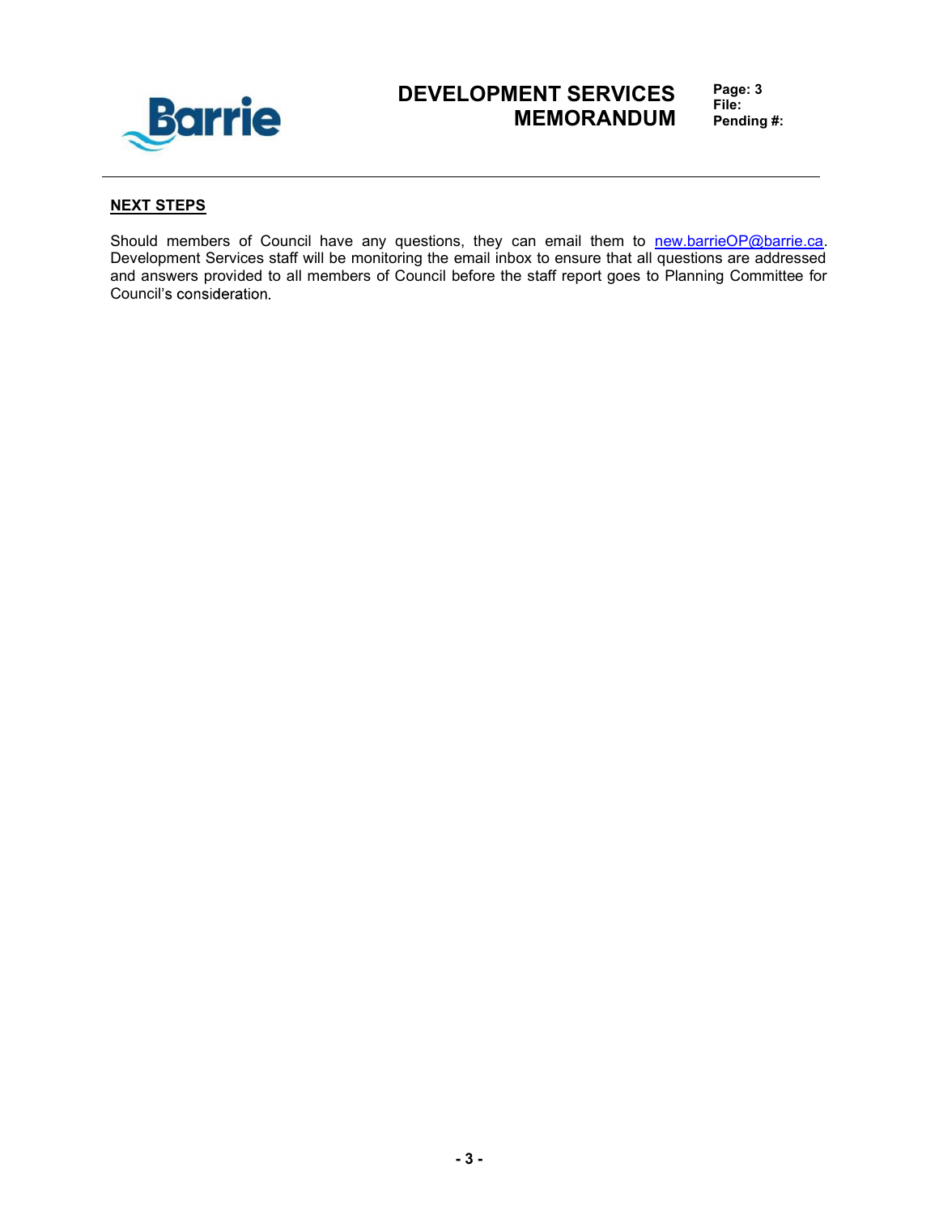## NEXT STEPS

Should members of Council have any questions, they can email them to new.barrieOP@barrie.ca. Development Services staff will be monitoring the email inbox to ensure that all questions are addressed and answers provided to all members of Council before the staff report goes to Planning Committee for Council's consideration.